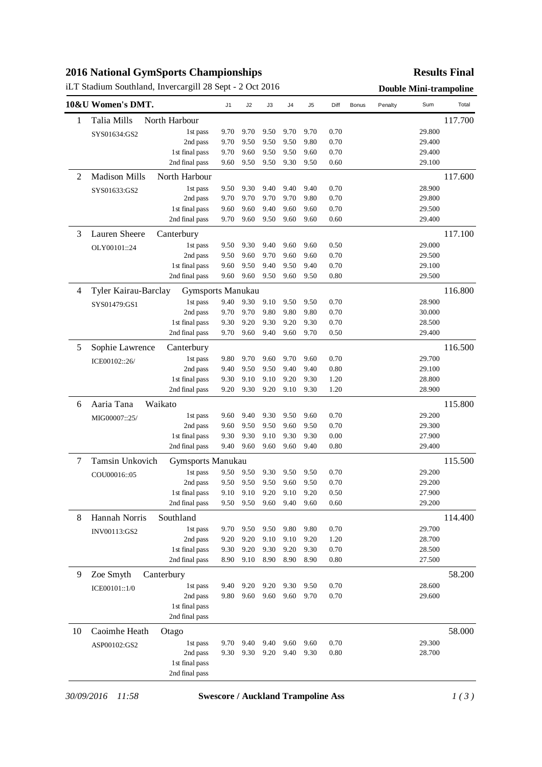# 2016 National GymSports Championships

**Results Final**

iLT Stadium Southland, Invercargill 28 Sept - 2 Oct 2016

**Double Mini-trampoline**

## 10&U Women's DMT.

| Rank | Name / Club | Pass | J1 | J2 | J3 | J4 | J5 | Diff | Bonus | Penalty | Sum | Total |
|---|---|---|---|---|---|---|---|---|---|---|---|---|
| 1 | Talia Mills, North Harbour | | | | | | | | | | | 117.700 |
| | SYS01634:GS2 | 1st pass | 9.70 | 9.70 | 9.50 | 9.70 | 9.70 | 0.70 | | | 29.800 | |
| | | 2nd pass | 9.70 | 9.50 | 9.50 | 9.50 | 9.80 | 0.70 | | | 29.400 | |
| | | 1st final pass | 9.70 | 9.60 | 9.50 | 9.50 | 9.60 | 0.70 | | | 29.400 | |
| | | 2nd final pass | 9.60 | 9.50 | 9.50 | 9.30 | 9.50 | 0.60 | | | 29.100 | |
| 2 | Madison Mills, North Harbour | | | | | | | | | | | 117.600 |
| | SYS01633:GS2 | 1st pass | 9.50 | 9.30 | 9.40 | 9.40 | 9.40 | 0.70 | | | 28.900 | |
| | | 2nd pass | 9.70 | 9.70 | 9.70 | 9.70 | 9.80 | 0.70 | | | 29.800 | |
| | | 1st final pass | 9.60 | 9.60 | 9.40 | 9.60 | 9.60 | 0.70 | | | 29.500 | |
| | | 2nd final pass | 9.70 | 9.60 | 9.50 | 9.60 | 9.60 | 0.60 | | | 29.400 | |
| 3 | Lauren Sheere, Canterbury | | | | | | | | | | | 117.100 |
| | OLY00101::24 | 1st pass | 9.50 | 9.30 | 9.40 | 9.60 | 9.60 | 0.50 | | | 29.000 | |
| | | 2nd pass | 9.50 | 9.60 | 9.70 | 9.60 | 9.60 | 0.70 | | | 29.500 | |
| | | 1st final pass | 9.60 | 9.50 | 9.40 | 9.50 | 9.40 | 0.70 | | | 29.100 | |
| | | 2nd final pass | 9.60 | 9.60 | 9.50 | 9.60 | 9.50 | 0.80 | | | 29.500 | |
| 4 | Tyler Kairau-Barclay, Gymsports Manukau | | | | | | | | | | | 116.800 |
| | SYS01479:GS1 | 1st pass | 9.40 | 9.30 | 9.10 | 9.50 | 9.50 | 0.70 | | | 28.900 | |
| | | 2nd pass | 9.70 | 9.70 | 9.80 | 9.80 | 9.80 | 0.70 | | | 30.000 | |
| | | 1st final pass | 9.30 | 9.20 | 9.30 | 9.20 | 9.30 | 0.70 | | | 28.500 | |
| | | 2nd final pass | 9.70 | 9.60 | 9.40 | 9.60 | 9.70 | 0.50 | | | 29.400 | |
| 5 | Sophie Lawrence, Canterbury | | | | | | | | | | | 116.500 |
| | ICE00102::26/ | 1st pass | 9.80 | 9.70 | 9.60 | 9.70 | 9.60 | 0.70 | | | 29.700 | |
| | | 2nd pass | 9.40 | 9.50 | 9.50 | 9.40 | 9.40 | 0.80 | | | 29.100 | |
| | | 1st final pass | 9.30 | 9.10 | 9.10 | 9.20 | 9.30 | 1.20 | | | 28.800 | |
| | | 2nd final pass | 9.20 | 9.30 | 9.20 | 9.10 | 9.30 | 1.20 | | | 28.900 | |
| 6 | Aaria Tana, Waikato | | | | | | | | | | | 115.800 |
| | MIG00007::25/ | 1st pass | 9.60 | 9.40 | 9.30 | 9.50 | 9.60 | 0.70 | | | 29.200 | |
| | | 2nd pass | 9.60 | 9.50 | 9.50 | 9.60 | 9.50 | 0.70 | | | 29.300 | |
| | | 1st final pass | 9.30 | 9.30 | 9.10 | 9.30 | 9.30 | 0.00 | | | 27.900 | |
| | | 2nd final pass | 9.40 | 9.60 | 9.60 | 9.60 | 9.40 | 0.80 | | | 29.400 | |
| 7 | Tamsin Unkovich, Gymsports Manukau | | | | | | | | | | | 115.500 |
| | COU00016::05 | 1st pass | 9.50 | 9.50 | 9.30 | 9.50 | 9.50 | 0.70 | | | 29.200 | |
| | | 2nd pass | 9.50 | 9.50 | 9.50 | 9.60 | 9.50 | 0.70 | | | 29.200 | |
| | | 1st final pass | 9.10 | 9.10 | 9.20 | 9.10 | 9.20 | 0.50 | | | 27.900 | |
| | | 2nd final pass | 9.50 | 9.50 | 9.60 | 9.40 | 9.60 | 0.60 | | | 29.200 | |
| 8 | Hannah Norris, Southland | | | | | | | | | | | 114.400 |
| | INV00113:GS2 | 1st pass | 9.70 | 9.50 | 9.50 | 9.80 | 9.80 | 0.70 | | | 29.700 | |
| | | 2nd pass | 9.20 | 9.20 | 9.10 | 9.10 | 9.20 | 1.20 | | | 28.700 | |
| | | 1st final pass | 9.30 | 9.20 | 9.30 | 9.20 | 9.30 | 0.70 | | | 28.500 | |
| | | 2nd final pass | 8.90 | 9.10 | 8.90 | 8.90 | 8.90 | 0.80 | | | 27.500 | |
| 9 | Zoe Smyth, Canterbury | | | | | | | | | | | 58.200 |
| | ICE00101::1/0 | 1st pass | 9.40 | 9.20 | 9.20 | 9.30 | 9.50 | 0.70 | | | 28.600 | |
| | | 2nd pass | 9.80 | 9.60 | 9.60 | 9.60 | 9.70 | 0.70 | | | 29.600 | |
| | | 1st final pass | | | | | | | | | | |
| | | 2nd final pass | | | | | | | | | | |
| 10 | Caoimhe Heath, Otago | | | | | | | | | | | 58.000 |
| | ASP00102:GS2 | 1st pass | 9.70 | 9.40 | 9.40 | 9.60 | 9.60 | 0.70 | | | 29.300 | |
| | | 2nd pass | 9.30 | 9.30 | 9.20 | 9.40 | 9.30 | 0.80 | | | 28.700 | |
| | | 1st final pass | | | | | | | | | | |
| | | 2nd final pass | | | | | | | | | | |

*30/09/2016 11:58* **Swescore / Auckland Trampoline Ass**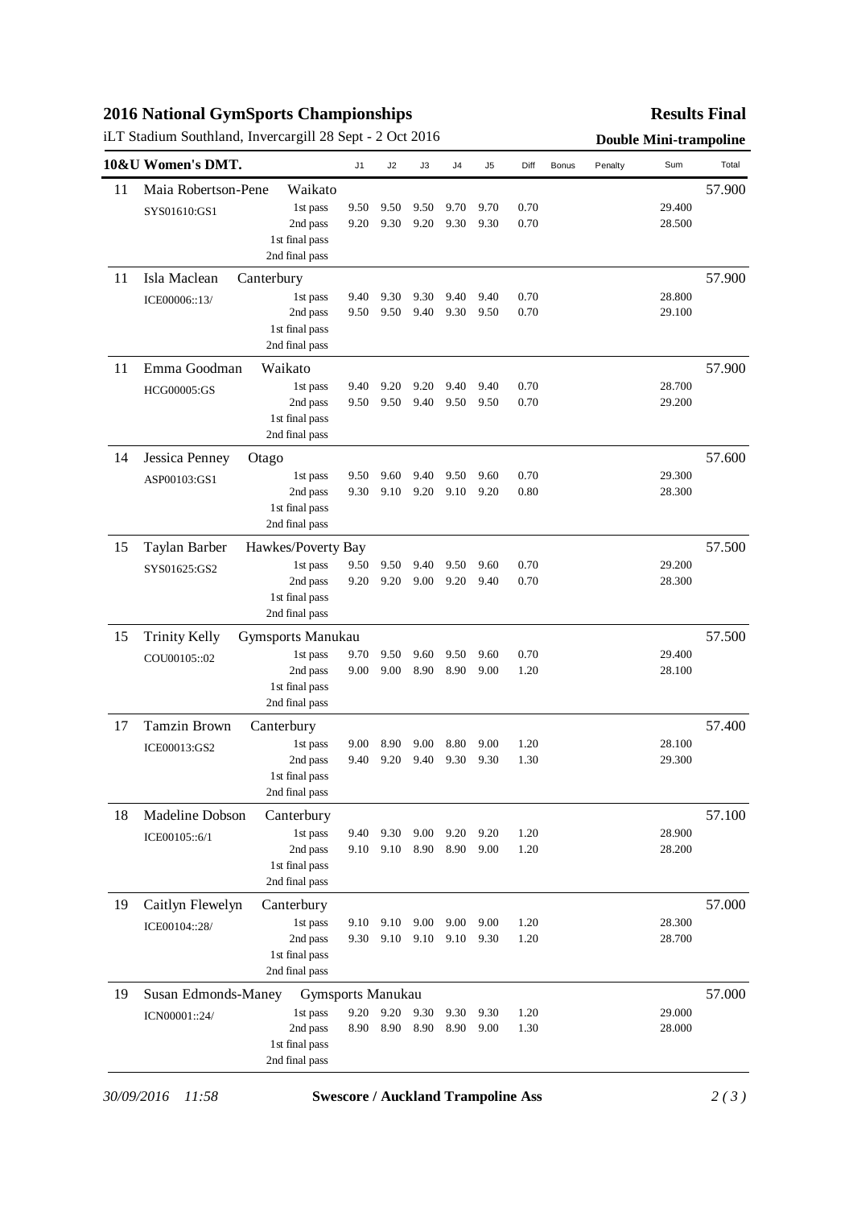# 2016 National GymSports Championships

**Results Final**

iLT Stadium Southland, Invercargill 28 Sept - 2 Oct 2016

**Double Mini-trampoline**

| Rank | 10&U Women's DMT. | | | J1 | J2 | J3 | J4 | J5 | Diff | Bonus | Penalty | Sum | Total |
|---|---|---|---|---|---|---|---|---|---|---|---|---|---|
| 11 | Maia Robertson-Pene | Waikato | | | | | | | | | | | 57.900 |
| | SYS01610:GS1 | | 1st pass | 9.50 | 9.50 | 9.50 | 9.70 | 9.70 | 0.70 | | | 29.400 | |
| | | | 2nd pass | 9.20 | 9.30 | 9.20 | 9.30 | 9.30 | 0.70 | | | 28.500 | |
| | | | 1st final pass | | | | | | | | | | |
| | | | 2nd final pass | | | | | | | | | | |
| 11 | Isla Maclean | Canterbury | | | | | | | | | | | 57.900 |
| | ICE00006::13/ | | 1st pass | 9.40 | 9.30 | 9.30 | 9.40 | 9.40 | 0.70 | | | 28.800 | |
| | | | 2nd pass | 9.50 | 9.50 | 9.40 | 9.30 | 9.50 | 0.70 | | | 29.100 | |
| | | | 1st final pass | | | | | | | | | | |
| | | | 2nd final pass | | | | | | | | | | |
| 11 | Emma Goodman | Waikato | | | | | | | | | | | 57.900 |
| | HCG00005:GS | | 1st pass | 9.40 | 9.20 | 9.20 | 9.40 | 9.40 | 0.70 | | | 28.700 | |
| | | | 2nd pass | 9.50 | 9.50 | 9.40 | 9.50 | 9.50 | 0.70 | | | 29.200 | |
| | | | 1st final pass | | | | | | | | | | |
| | | | 2nd final pass | | | | | | | | | | |
| 14 | Jessica Penney | Otago | | | | | | | | | | | 57.600 |
| | ASP00103:GS1 | | 1st pass | 9.50 | 9.60 | 9.40 | 9.50 | 9.60 | 0.70 | | | 29.300 | |
| | | | 2nd pass | 9.30 | 9.10 | 9.20 | 9.10 | 9.20 | 0.80 | | | 28.300 | |
| | | | 1st final pass | | | | | | | | | | |
| | | | 2nd final pass | | | | | | | | | | |
| 15 | Taylan Barber | Hawkes/Poverty Bay | | | | | | | | | | | 57.500 |
| | SYS01625:GS2 | | 1st pass | 9.50 | 9.50 | 9.40 | 9.50 | 9.60 | 0.70 | | | 29.200 | |
| | | | 2nd pass | 9.20 | 9.20 | 9.00 | 9.20 | 9.40 | 0.70 | | | 28.300 | |
| | | | 1st final pass | | | | | | | | | | |
| | | | 2nd final pass | | | | | | | | | | |
| 15 | Trinity Kelly | Gymsports Manukau | | | | | | | | | | | 57.500 |
| | COU00105::02 | | 1st pass | 9.70 | 9.50 | 9.60 | 9.50 | 9.60 | 0.70 | | | 29.400 | |
| | | | 2nd pass | 9.00 | 9.00 | 8.90 | 8.90 | 9.00 | 1.20 | | | 28.100 | |
| | | | 1st final pass | | | | | | | | | | |
| | | | 2nd final pass | | | | | | | | | | |
| 17 | Tamzin Brown | Canterbury | | | | | | | | | | | 57.400 |
| | ICE00013:GS2 | | 1st pass | 9.00 | 8.90 | 9.00 | 8.80 | 9.00 | 1.20 | | | 28.100 | |
| | | | 2nd pass | 9.40 | 9.20 | 9.40 | 9.30 | 9.30 | 1.30 | | | 29.300 | |
| | | | 1st final pass | | | | | | | | | | |
| | | | 2nd final pass | | | | | | | | | | |
| 18 | Madeline Dobson | Canterbury | | | | | | | | | | | 57.100 |
| | ICE00105::6/1 | | 1st pass | 9.40 | 9.30 | 9.00 | 9.20 | 9.20 | 1.20 | | | 28.900 | |
| | | | 2nd pass | 9.10 | 9.10 | 8.90 | 8.90 | 9.00 | 1.20 | | | 28.200 | |
| | | | 1st final pass | | | | | | | | | | |
| | | | 2nd final pass | | | | | | | | | | |
| 19 | Caitlyn Flewelyn | Canterbury | | | | | | | | | | | 57.000 |
| | ICE00104::28/ | | 1st pass | 9.10 | 9.10 | 9.00 | 9.00 | 9.00 | 1.20 | | | 28.300 | |
| | | | 2nd pass | 9.30 | 9.10 | 9.10 | 9.10 | 9.30 | 1.20 | | | 28.700 | |
| | | | 1st final pass | | | | | | | | | | |
| | | | 2nd final pass | | | | | | | | | | |
| 19 | Susan Edmonds-Maney | Gymsports Manukau | | | | | | | | | | | 57.000 |
| | ICN00001::24/ | | 1st pass | 9.20 | 9.20 | 9.30 | 9.30 | 9.30 | 1.20 | | | 29.000 | |
| | | | 2nd pass | 8.90 | 8.90 | 8.90 | 8.90 | 9.00 | 1.30 | | | 28.000 | |
| | | | 1st final pass | | | | | | | | | | |
| | | | 2nd final pass | | | | | | | | | | |

*30/09/2016 11:58* **Swescore / Auckland Trampoline Ass**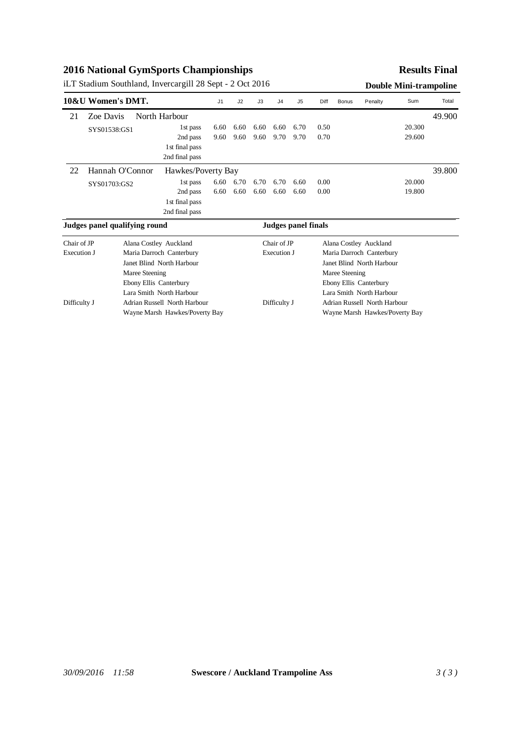# 2016 National GymSports Championships

**Results Final**

iLT Stadium Southland, Invercargill 28 Sept - 2 Oct 2016

**Double Mini-trampoline**

| 10&U Women's DMT. | | | J1 | J2 | J3 | J4 | J5 | Diff | Bonus | Penalty | Sum | Total |
|---|---|---|---|---|---|---|---|---|---|---|---|---|
| 21 | Zoe Davis | North Harbour | | | | | | | | | | 49.900 |
| | SYS01538:GS1 | 1st pass | 6.60 | 6.60 | 6.60 | 6.60 | 6.70 | 0.50 | | | 20.300 | |
| | | 2nd pass | 9.60 | 9.60 | 9.60 | 9.70 | 9.70 | 0.70 | | | 29.600 | |
| | | 1st final pass | | | | | | | | | | |
| | | 2nd final pass | | | | | | | | | | |
| 22 | Hannah O'Connor | Hawkes/Poverty Bay | | | | | | | | | | 39.800 |
| | SYS01703:GS2 | 1st pass | 6.60 | 6.70 | 6.70 | 6.70 | 6.60 | 0.00 | | | 20.000 | |
| | | 2nd pass | 6.60 | 6.60 | 6.60 | 6.60 | 6.60 | 0.00 | | | 19.800 | |
| | | 1st final pass | | | | | | | | | | |
| | | 2nd final pass | | | | | | | | | | |

| Judges panel qualifying round | | Judges panel finals | |
|---|---|---|---|
| Chair of JP | Alana Costley Auckland | Chair of JP | Alana Costley Auckland |
| Execution J | Maria Darroch Canterbury | Execution J | Maria Darroch Canterbury |
| | Janet Blind North Harbour | | Janet Blind North Harbour |
| | Maree Steening | | Maree Steening |
| | Ebony Ellis Canterbury | | Ebony Ellis Canterbury |
| | Lara Smith North Harbour | | Lara Smith North Harbour |
| Difficulty J | Adrian Russell North Harbour | Difficulty J | Adrian Russell North Harbour |
| | Wayne Marsh Hawkes/Poverty Bay | | Wayne Marsh Hawkes/Poverty Bay |

*30/09/2016 11:58* **Swescore / Auckland Trampoline Ass**